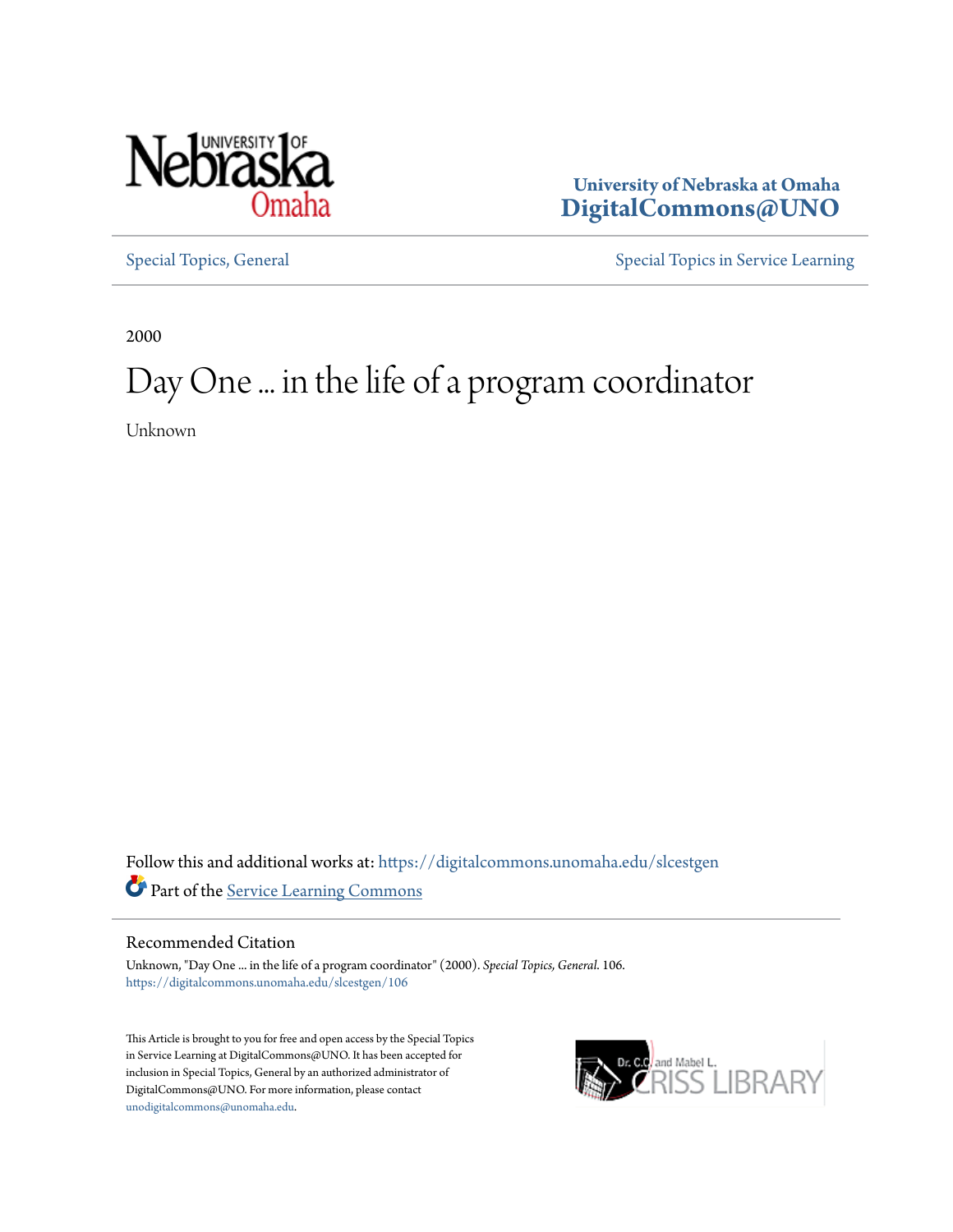University of Nebraska at Omaha
DigitalCommons@UNO

Special Topics, General

Special Topics in Service Learning

2000

# Day One ... in the life of a program coordinator

Unknown

Follow this and additional works at: https://digitalcommons.unomaha.edu/slcestgen

Part of the Service Learning Commons

## Recommended Citation

Unknown, "Day One ... in the life of a program coordinator" (2000). *Special Topics, General*. 106.
https://digitalcommons.unomaha.edu/slcestgen/106

This Article is brought to you for free and open access by the Special Topics in Service Learning at DigitalCommons@UNO. It has been accepted for inclusion in Special Topics, General by an authorized administrator of DigitalCommons@UNO. For more information, please contact unodigitalcommons@unomaha.edu.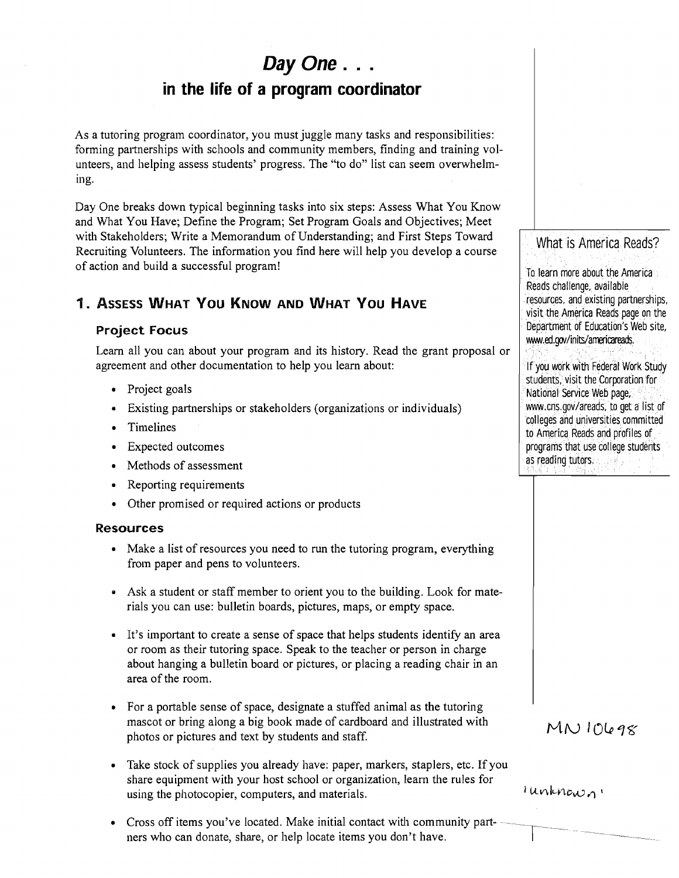# *Day One . . .*

## in the life of a program coordinator

As a tutoring program coordinator, you must juggle many tasks and responsibilities: forming partnerships with schools and community members, finding and training volunteers, and helping assess students' progress. The "to do" list can seem overwhelming.

Day One breaks down typical beginning tasks into six steps: Assess What You Know and What You Have; Define the Program; Set Program Goals and Objectives; Meet with Stakeholders; Write a Memorandum of Understanding; and First Steps Toward Recruiting Volunteers. The information you find here will help you develop a course of action and build a successful program!

### 1. Assess What You Know and What You Have

#### Project Focus

Learn all you can about your program and its history. Read the grant proposal or agreement and other documentation to help you learn about:

- Project goals
- Existing partnerships or stakeholders (organizations or individuals)
- Timelines
- Expected outcomes
- Methods of assessment
- Reporting requirements
- Other promised or required actions or products

#### Resources

- Make a list of resources you need to run the tutoring program, everything from paper and pens to volunteers.
- Ask a student or staff member to orient you to the building. Look for materials you can use: bulletin boards, pictures, maps, or empty space.
- It's important to create a sense of space that helps students identify an area or room as their tutoring space. Speak to the teacher or person in charge about hanging a bulletin board or pictures, or placing a reading chair in an area of the room.
- For a portable sense of space, designate a stuffed animal as the tutoring mascot or bring along a big book made of cardboard and illustrated with photos or pictures and text by students and staff.
- Take stock of supplies you already have: paper, markers, staplers, etc. If you share equipment with your host school or organization, learn the rules for using the photocopier, computers, and materials.
- Cross off items you've located. Make initial contact with community partners who can donate, share, or help locate items you don't have.

#### What is America Reads?

To learn more about the America Reads challenge, available resources, and existing partnerships, visit the America Reads page on the Department of Education's Web site, www.ed.gov/inits/americareads.

If you work with Federal Work Study students, visit the Corporation for National Service Web page, www.cns.gov/areads, to get a list of colleges and universities committed to America Reads and profiles of programs that use college students as reading tutors.

MN 10698

'unknown'